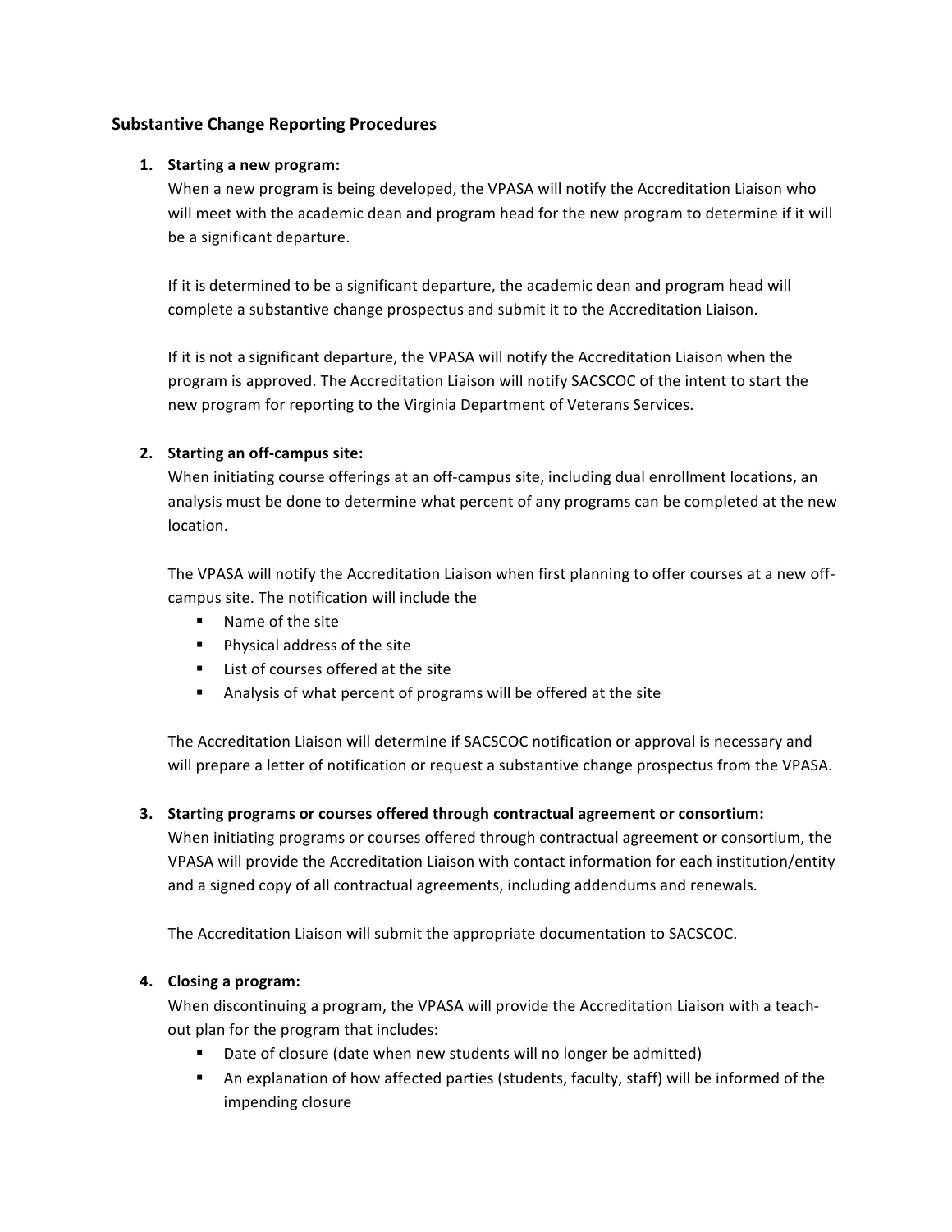## Substantive Change Reporting Procedures

1. **Starting a new program:**
   When a new program is being developed, the VPASA will notify the Accreditation Liaison who will meet with the academic dean and program head for the new program to determine if it will be a significant departure.

   If it is determined to be a significant departure, the academic dean and program head will complete a substantive change prospectus and submit it to the Accreditation Liaison.

   If it is not a significant departure, the VPASA will notify the Accreditation Liaison when the program is approved. The Accreditation Liaison will notify SACSCOC of the intent to start the new program for reporting to the Virginia Department of Veterans Services.

2. **Starting an off-campus site:**
   When initiating course offerings at an off-campus site, including dual enrollment locations, an analysis must be done to determine what percent of any programs can be completed at the new location.

   The VPASA will notify the Accreditation Liaison when first planning to offer courses at a new off-campus site. The notification will include the
   - Name of the site
   - Physical address of the site
   - List of courses offered at the site
   - Analysis of what percent of programs will be offered at the site

   The Accreditation Liaison will determine if SACSCOC notification or approval is necessary and will prepare a letter of notification or request a substantive change prospectus from the VPASA.

3. **Starting programs or courses offered through contractual agreement or consortium:**
   When initiating programs or courses offered through contractual agreement or consortium, the VPASA will provide the Accreditation Liaison with contact information for each institution/entity and a signed copy of all contractual agreements, including addendums and renewals.

   The Accreditation Liaison will submit the appropriate documentation to SACSCOC.

4. **Closing a program:**
   When discontinuing a program, the VPASA will provide the Accreditation Liaison with a teach-out plan for the program that includes:
   - Date of closure (date when new students will no longer be admitted)
   - An explanation of how affected parties (students, faculty, staff) will be informed of the impending closure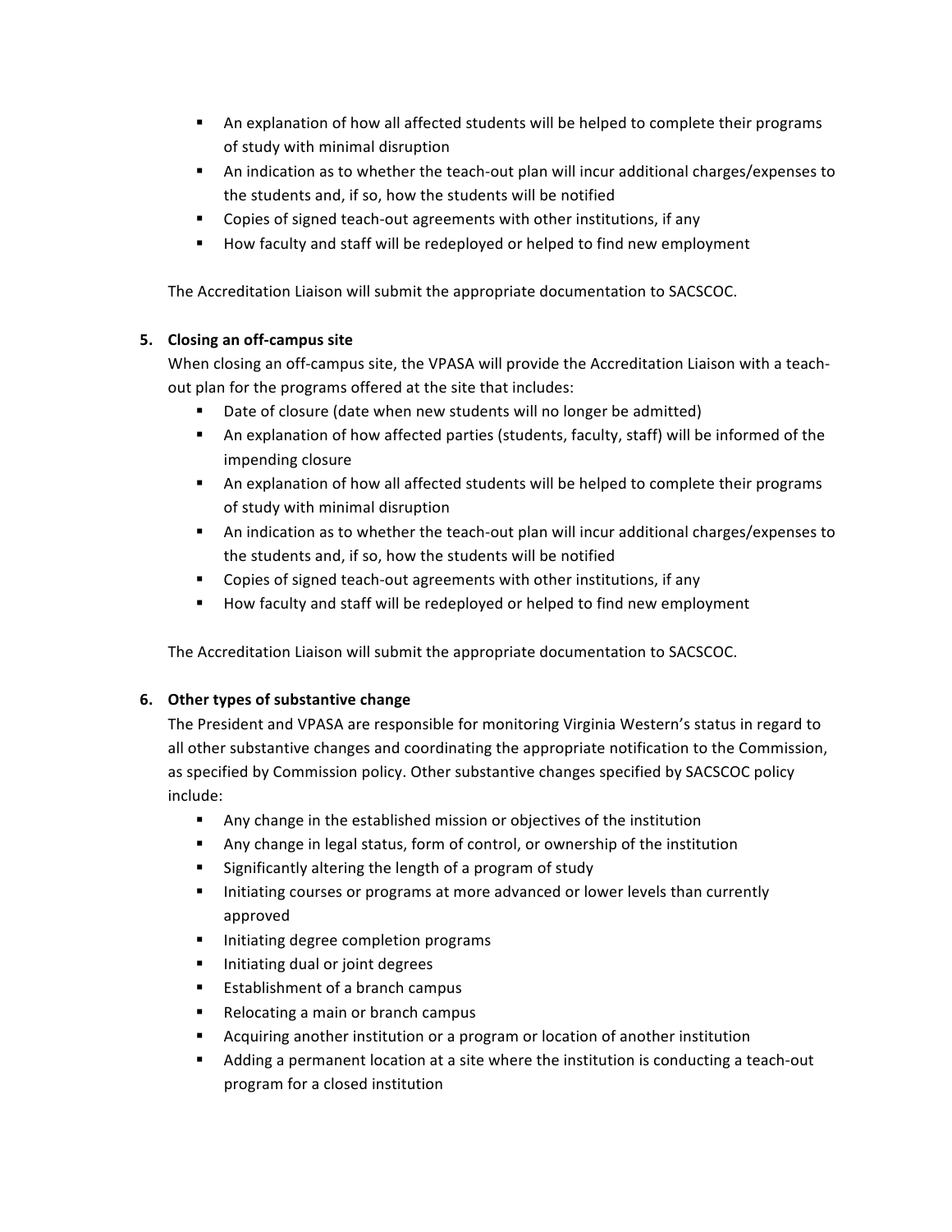- An explanation of how all affected students will be helped to complete their programs of study with minimal disruption
- An indication as to whether the teach-out plan will incur additional charges/expenses to the students and, if so, how the students will be notified
- Copies of signed teach-out agreements with other institutions, if any
- How faculty and staff will be redeployed or helped to find new employment

The Accreditation Liaison will submit the appropriate documentation to SACSCOC.

5. **Closing an off-campus site**

   When closing an off-campus site, the VPASA will provide the Accreditation Liaison with a teach-out plan for the programs offered at the site that includes:

   - Date of closure (date when new students will no longer be admitted)
   - An explanation of how affected parties (students, faculty, staff) will be informed of the impending closure
   - An explanation of how all affected students will be helped to complete their programs of study with minimal disruption
   - An indication as to whether the teach-out plan will incur additional charges/expenses to the students and, if so, how the students will be notified
   - Copies of signed teach-out agreements with other institutions, if any
   - How faculty and staff will be redeployed or helped to find new employment

   The Accreditation Liaison will submit the appropriate documentation to SACSCOC.

6. **Other types of substantive change**

   The President and VPASA are responsible for monitoring Virginia Western's status in regard to all other substantive changes and coordinating the appropriate notification to the Commission, as specified by Commission policy. Other substantive changes specified by SACSCOC policy include:

   - Any change in the established mission or objectives of the institution
   - Any change in legal status, form of control, or ownership of the institution
   - Significantly altering the length of a program of study
   - Initiating courses or programs at more advanced or lower levels than currently approved
   - Initiating degree completion programs
   - Initiating dual or joint degrees
   - Establishment of a branch campus
   - Relocating a main or branch campus
   - Acquiring another institution or a program or location of another institution
   - Adding a permanent location at a site where the institution is conducting a teach-out program for a closed institution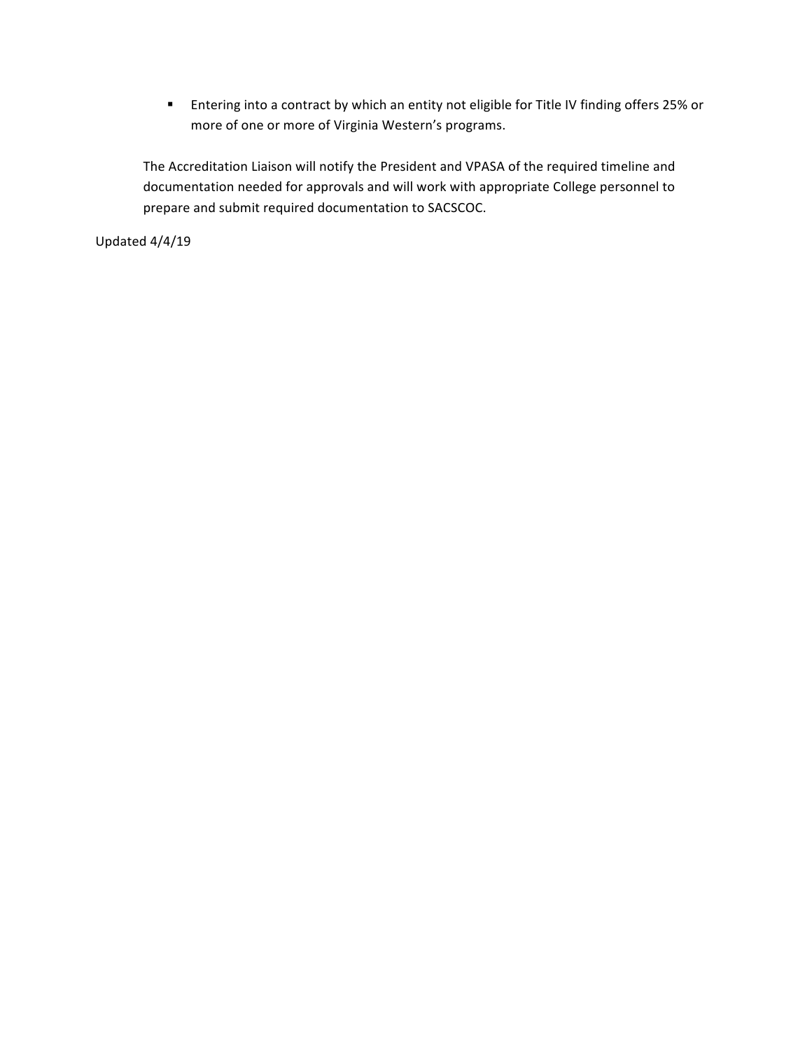- Entering into a contract by which an entity not eligible for Title IV finding offers 25% or more of one or more of Virginia Western's programs.

The Accreditation Liaison will notify the President and VPASA of the required timeline and documentation needed for approvals and will work with appropriate College personnel to prepare and submit required documentation to SACSCOC.

Updated 4/4/19